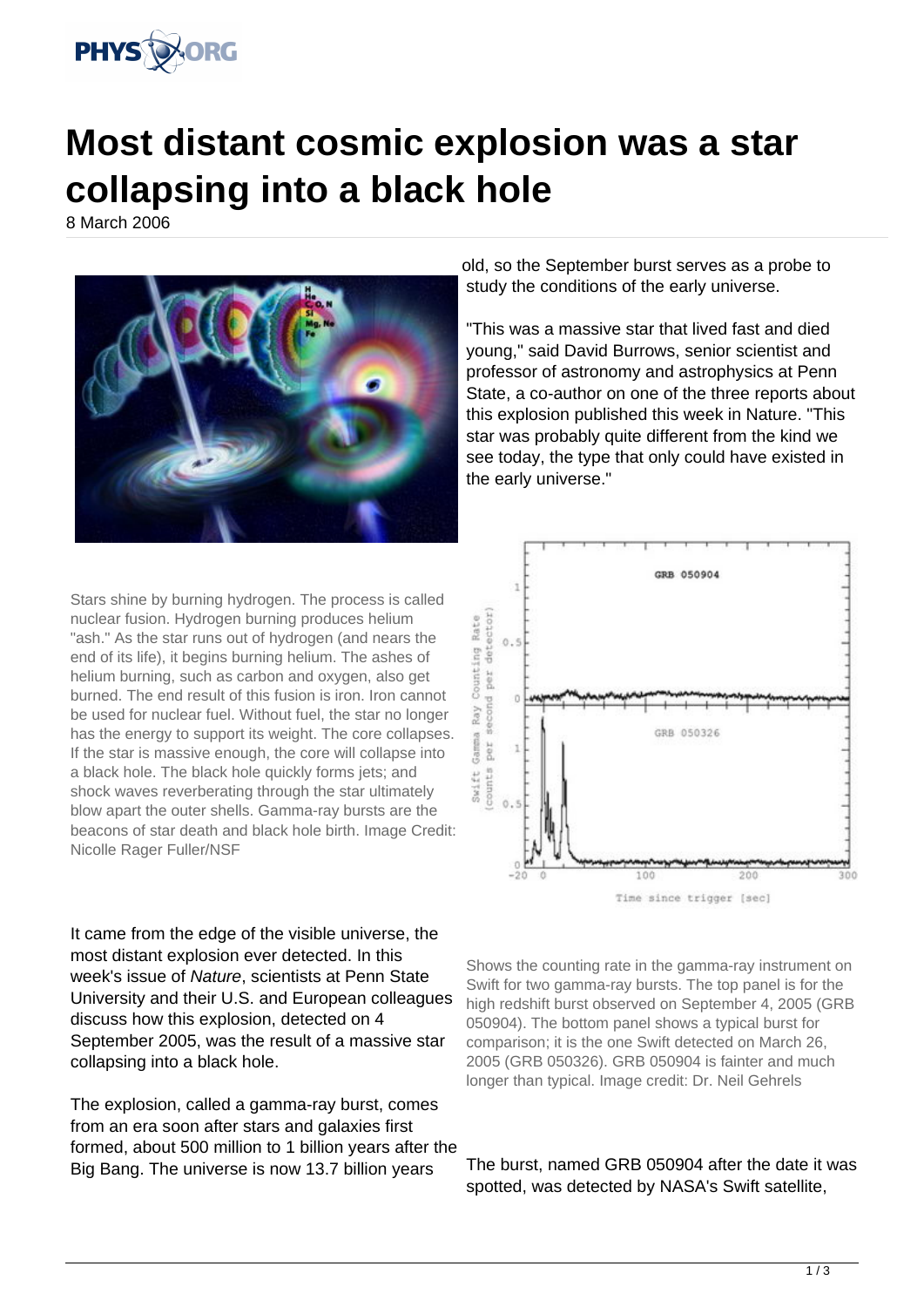# Most distant cosmic explosion was a star collapsing into a black hole

8 March 2006

Stars shine by burning hydrogen. The process is called nuclear fusion. Hydrogen burning produces helium "ash." As the star runs out of hydrogen (and nears the end of its life), it begins burning helium. The ashes of helium burning, such as carbon and oxygen, also get burned. The end result of this fusion is iron. Iron cannot be used for nuclear fuel. Without fuel, the star no longer has the energy to support its weight. The core collapses. If the star is massive enough, the core will collapse into a black hole. The black hole quickly forms jets; and shock waves reverberating through the star ultimately blow apart the outer shells. Gamma-ray bursts are the beacons of star death and black hole birth. Image Credit: Nicolle Rager Fuller/NSF

It came from the edge of the visible universe, the most distant explosion ever detected. In this week's issue of *Nature*, scientists at Penn State University and their U.S. and European colleagues discuss how this explosion, detected on 4 September 2005, was the result of a massive star collapsing into a black hole.

The explosion, called a gamma-ray burst, comes from an era soon after stars and galaxies first formed, about 500 million to 1 billion years after the Big Bang. The universe is now 13.7 billion years old, so the September burst serves as a probe to study the conditions of the early universe.

"This was a massive star that lived fast and died young," said David Burrows, senior scientist and professor of astronomy and astrophysics at Penn State, a co-author on one of the three reports about this explosion published this week in Nature. "This star was probably quite different from the kind we see today, the type that only could have existed in the early universe."

Shows the counting rate in the gamma-ray instrument on Swift for two gamma-ray bursts. The top panel is for the high redshift burst observed on September 4, 2005 (GRB 050904). The bottom panel shows a typical burst for comparison; it is the one Swift detected on March 26, 2005 (GRB 050326). GRB 050904 is fainter and much longer than typical. Image credit: Dr. Neil Gehrels

The burst, named GRB 050904 after the date it was spotted, was detected by NASA's Swift satellite,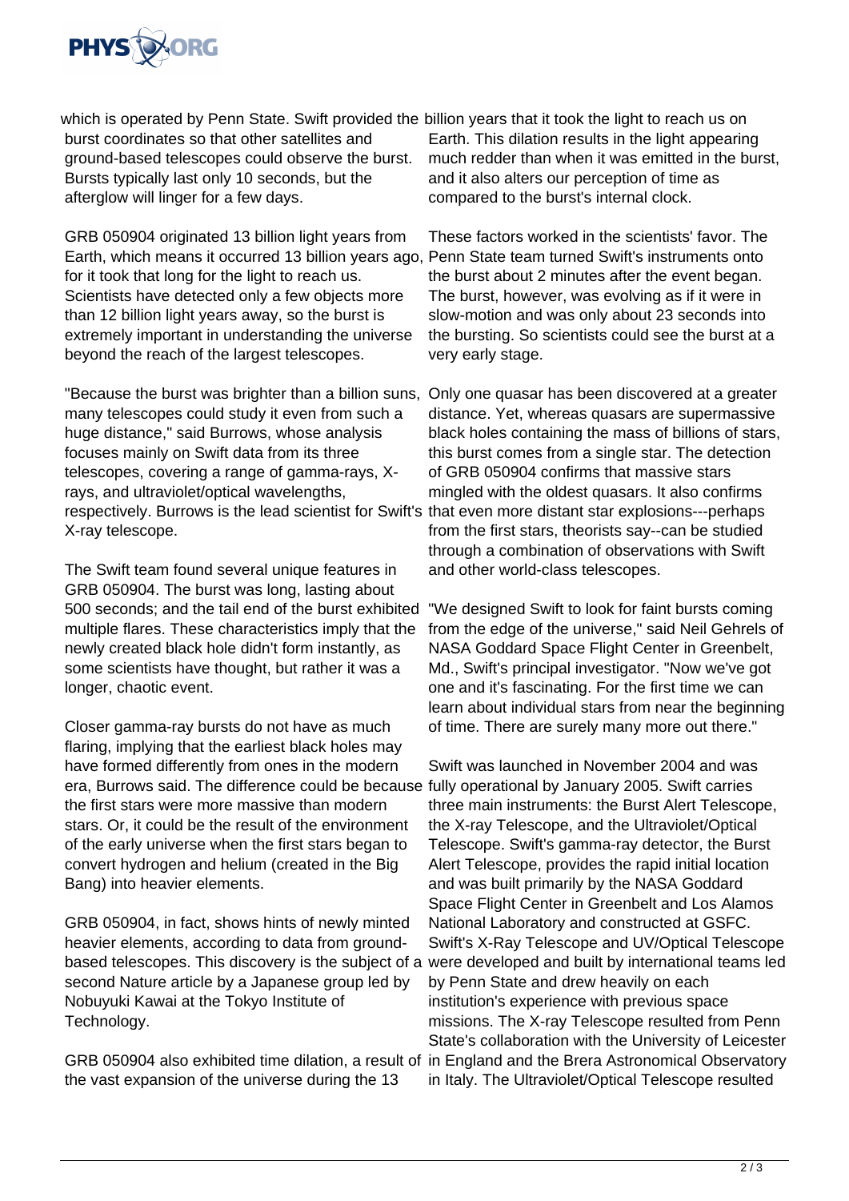which is operated by Penn State. Swift provided the burst coordinates so that other satellites and ground-based telescopes could observe the burst. Bursts typically last only 10 seconds, but the afterglow will linger for a few days.

GRB 050904 originated 13 billion light years from Earth, which means it occurred 13 billion years ago, for it took that long for the light to reach us. Scientists have detected only a few objects more than 12 billion light years away, so the burst is extremely important in understanding the universe beyond the reach of the largest telescopes.

"Because the burst was brighter than a billion suns, many telescopes could study it even from such a huge distance," said Burrows, whose analysis focuses mainly on Swift data from its three telescopes, covering a range of gamma-rays, X-rays, and ultraviolet/optical wavelengths, respectively. Burrows is the lead scientist for Swift's X-ray telescope.

The Swift team found several unique features in GRB 050904. The burst was long, lasting about 500 seconds; and the tail end of the burst exhibited multiple flares. These characteristics imply that the newly created black hole didn't form instantly, as some scientists have thought, but rather it was a longer, chaotic event.

Closer gamma-ray bursts do not have as much flaring, implying that the earliest black holes may have formed differently from ones in the modern era, Burrows said. The difference could be because the first stars were more massive than modern stars. Or, it could be the result of the environment of the early universe when the first stars began to convert hydrogen and helium (created in the Big Bang) into heavier elements.

GRB 050904, in fact, shows hints of newly minted heavier elements, according to data from ground-based telescopes. This discovery is the subject of a second Nature article by a Japanese group led by Nobuyuki Kawai at the Tokyo Institute of Technology.

GRB 050904 also exhibited time dilation, a result of the vast expansion of the universe during the 13 billion years that it took the light to reach us on Earth. This dilation results in the light appearing much redder than when it was emitted in the burst, and it also alters our perception of time as compared to the burst's internal clock.

These factors worked in the scientists' favor. The Penn State team turned Swift's instruments onto the burst about 2 minutes after the event began. The burst, however, was evolving as if it were in slow-motion and was only about 23 seconds into the bursting. So scientists could see the burst at a very early stage.

Only one quasar has been discovered at a greater distance. Yet, whereas quasars are supermassive black holes containing the mass of billions of stars, this burst comes from a single star. The detection of GRB 050904 confirms that massive stars mingled with the oldest quasars. It also confirms that even more distant star explosions---perhaps from the first stars, theorists say--can be studied through a combination of observations with Swift and other world-class telescopes.

"We designed Swift to look for faint bursts coming from the edge of the universe," said Neil Gehrels of NASA Goddard Space Flight Center in Greenbelt, Md., Swift's principal investigator. "Now we've got one and it's fascinating. For the first time we can learn about individual stars from near the beginning of time. There are surely many more out there."

Swift was launched in November 2004 and was fully operational by January 2005. Swift carries three main instruments: the Burst Alert Telescope, the X-ray Telescope, and the Ultraviolet/Optical Telescope. Swift's gamma-ray detector, the Burst Alert Telescope, provides the rapid initial location and was built primarily by the NASA Goddard Space Flight Center in Greenbelt and Los Alamos National Laboratory and constructed at GSFC. Swift's X-Ray Telescope and UV/Optical Telescope were developed and built by international teams led by Penn State and drew heavily on each institution's experience with previous space missions. The X-ray Telescope resulted from Penn State's collaboration with the University of Leicester in England and the Brera Astronomical Observatory in Italy. The Ultraviolet/Optical Telescope resulted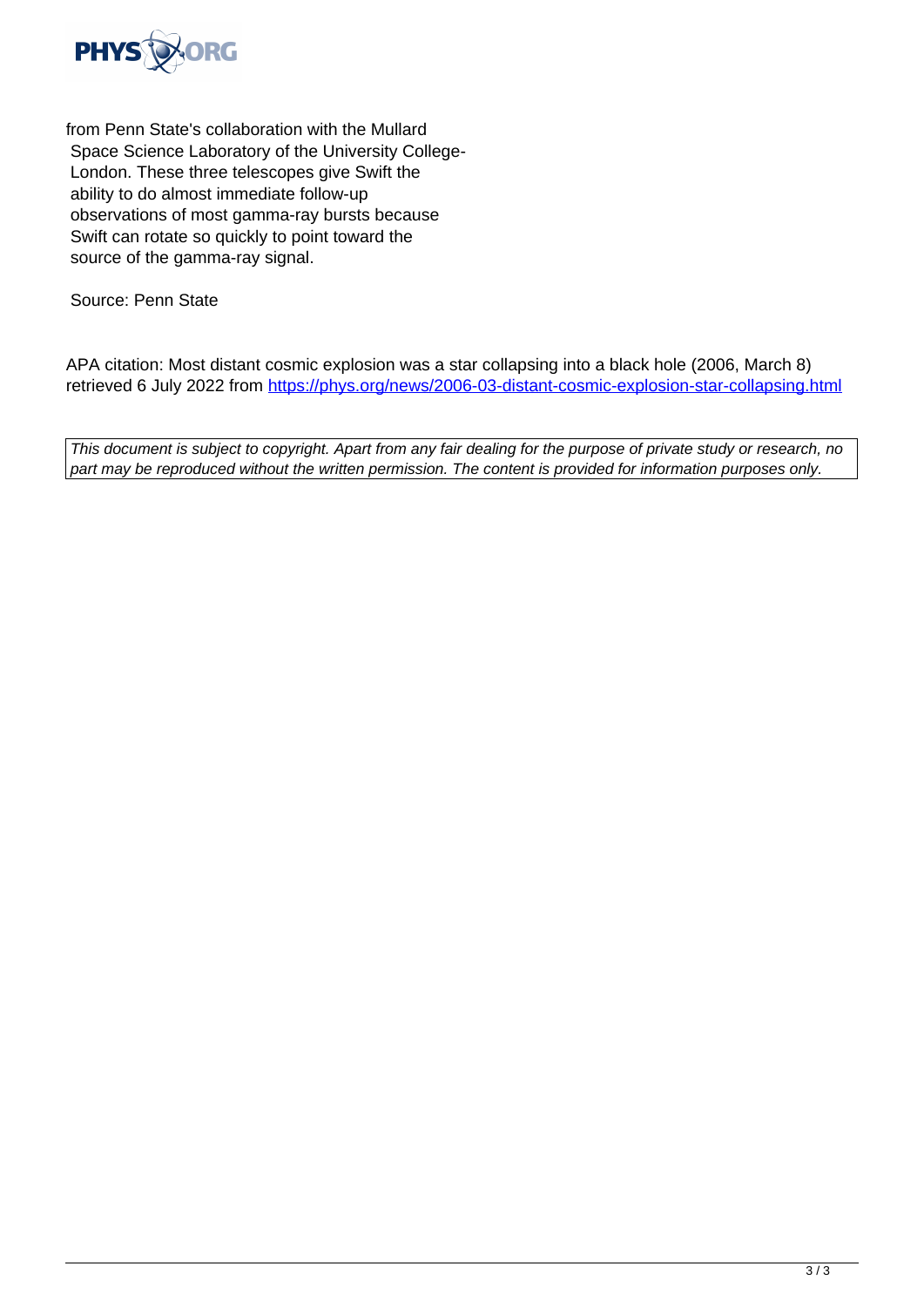from Penn State's collaboration with the Mullard Space Science Laboratory of the University College-London. These three telescopes give Swift the ability to do almost immediate follow-up observations of most gamma-ray bursts because Swift can rotate so quickly to point toward the source of the gamma-ray signal.

Source: Penn State

APA citation: Most distant cosmic explosion was a star collapsing into a black hole (2006, March 8) retrieved 6 July 2022 from https://phys.org/news/2006-03-distant-cosmic-explosion-star-collapsing.html

*This document is subject to copyright. Apart from any fair dealing for the purpose of private study or research, no part may be reproduced without the written permission. The content is provided for information purposes only.*